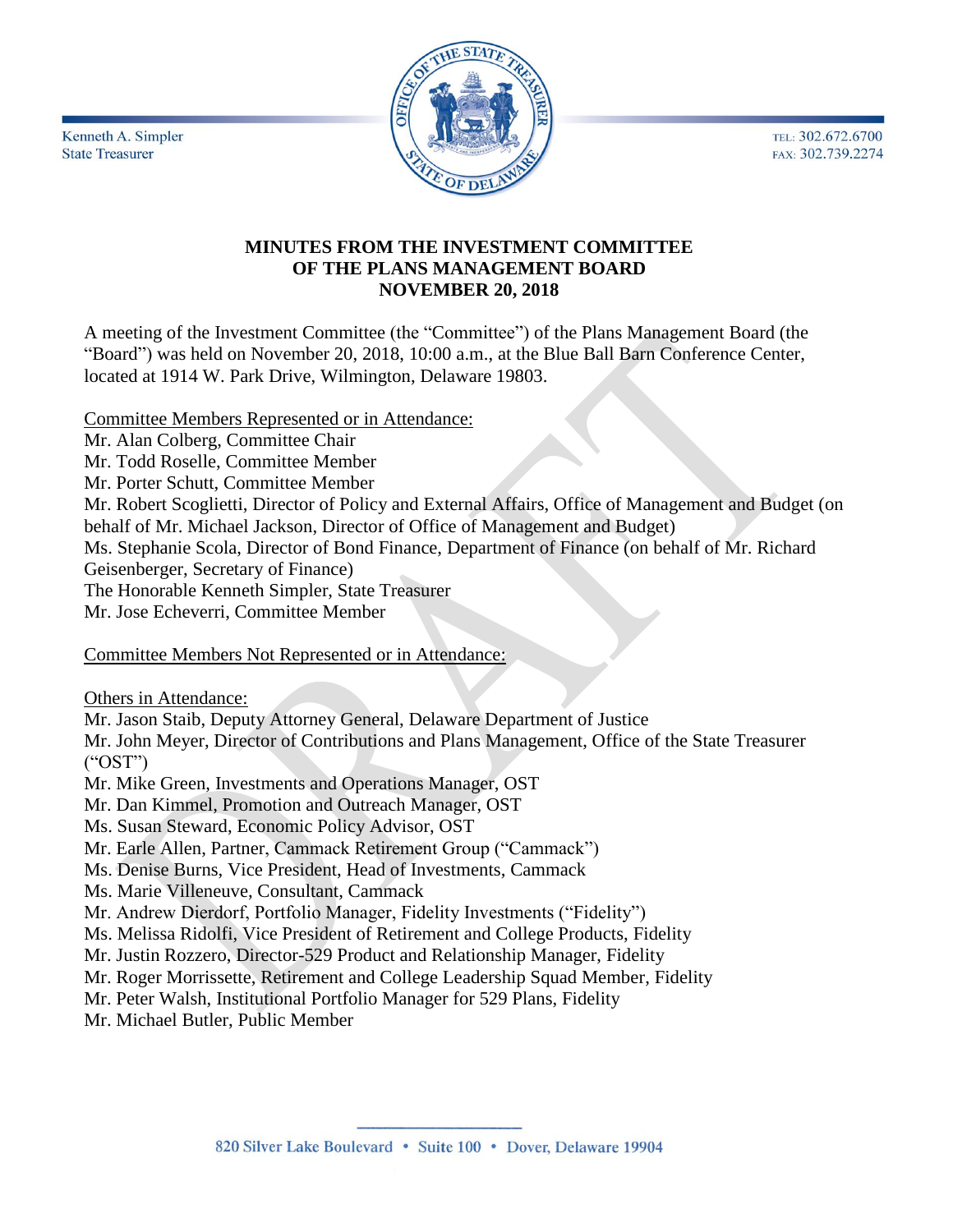Kenneth A. Simpler
State Treasurer

TEL: 302.672.6700
FAX: 302.739.2274

# MINUTES FROM THE INVESTMENT COMMITTEE OF THE PLANS MANAGEMENT BOARD NOVEMBER 20, 2018

A meeting of the Investment Committee (the "Committee") of the Plans Management Board (the "Board") was held on November 20, 2018, 10:00 a.m., at the Blue Ball Barn Conference Center, located at 1914 W. Park Drive, Wilmington, Delaware 19803.

<u>Committee Members Represented or in Attendance:</u>
Mr. Alan Colberg, Committee Chair
Mr. Todd Roselle, Committee Member
Mr. Porter Schutt, Committee Member
Mr. Robert Scoglietti, Director of Policy and External Affairs, Office of Management and Budget (on behalf of Mr. Michael Jackson, Director of Office of Management and Budget)
Ms. Stephanie Scola, Director of Bond Finance, Department of Finance (on behalf of Mr. Richard Geisenberger, Secretary of Finance)
The Honorable Kenneth Simpler, State Treasurer
Mr. Jose Echeverri, Committee Member

<u>Committee Members Not Represented or in Attendance:</u>

<u>Others in Attendance:</u>
Mr. Jason Staib, Deputy Attorney General, Delaware Department of Justice
Mr. John Meyer, Director of Contributions and Plans Management, Office of the State Treasurer ("OST")
Mr. Mike Green, Investments and Operations Manager, OST
Mr. Dan Kimmel, Promotion and Outreach Manager, OST
Ms. Susan Steward, Economic Policy Advisor, OST
Mr. Earle Allen, Partner, Cammack Retirement Group ("Cammack")
Ms. Denise Burns, Vice President, Head of Investments, Cammack
Ms. Marie Villeneuve, Consultant, Cammack
Mr. Andrew Dierdorf, Portfolio Manager, Fidelity Investments ("Fidelity")
Ms. Melissa Ridolfi, Vice President of Retirement and College Products, Fidelity
Mr. Justin Rozzero, Director-529 Product and Relationship Manager, Fidelity
Mr. Roger Morrissette, Retirement and College Leadership Squad Member, Fidelity
Mr. Peter Walsh, Institutional Portfolio Manager for 529 Plans, Fidelity
Mr. Michael Butler, Public Member

820 Silver Lake Boulevard • Suite 100 • Dover, Delaware 19904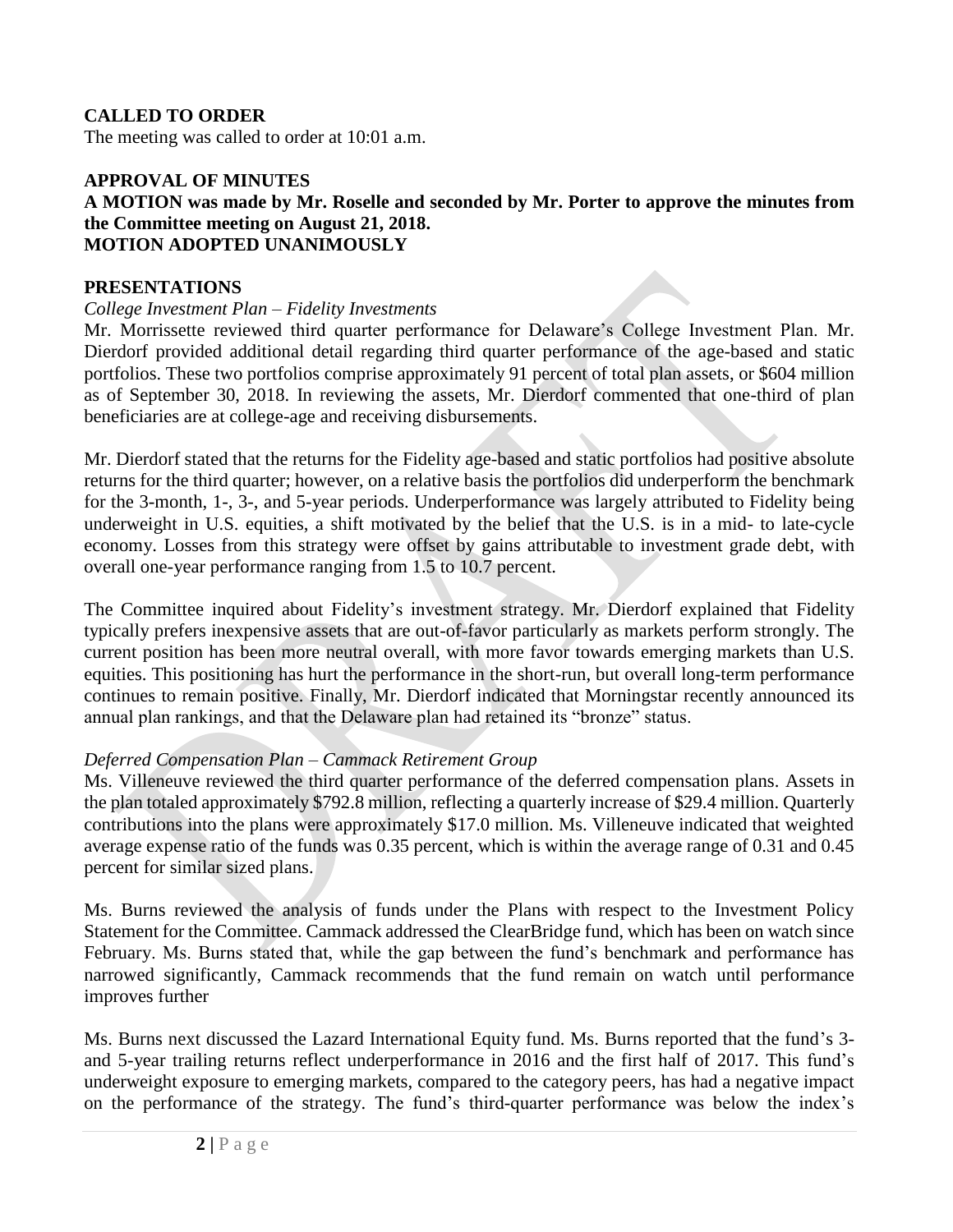**CALLED TO ORDER**

The meeting was called to order at 10:01 a.m.

**APPROVAL OF MINUTES**

**A MOTION was made by Mr. Roselle and seconded by Mr. Porter to approve the minutes from the Committee meeting on August 21, 2018.**
**MOTION ADOPTED UNANIMOUSLY**

**PRESENTATIONS**

*College Investment Plan – Fidelity Investments*

Mr. Morrissette reviewed third quarter performance for Delaware's College Investment Plan. Mr. Dierdorf provided additional detail regarding third quarter performance of the age-based and static portfolios. These two portfolios comprise approximately 91 percent of total plan assets, or $604 million as of September 30, 2018. In reviewing the assets, Mr. Dierdorf commented that one-third of plan beneficiaries are at college-age and receiving disbursements.

Mr. Dierdorf stated that the returns for the Fidelity age-based and static portfolios had positive absolute returns for the third quarter; however, on a relative basis the portfolios did underperform the benchmark for the 3-month, 1-, 3-, and 5-year periods. Underperformance was largely attributed to Fidelity being underweight in U.S. equities, a shift motivated by the belief that the U.S. is in a mid- to late-cycle economy. Losses from this strategy were offset by gains attributable to investment grade debt, with overall one-year performance ranging from 1.5 to 10.7 percent.

The Committee inquired about Fidelity's investment strategy. Mr. Dierdorf explained that Fidelity typically prefers inexpensive assets that are out-of-favor particularly as markets perform strongly. The current position has been more neutral overall, with more favor towards emerging markets than U.S. equities. This positioning has hurt the performance in the short-run, but overall long-term performance continues to remain positive. Finally, Mr. Dierdorf indicated that Morningstar recently announced its annual plan rankings, and that the Delaware plan had retained its "bronze" status.

*Deferred Compensation Plan – Cammack Retirement Group*

Ms. Villeneuve reviewed the third quarter performance of the deferred compensation plans. Assets in the plan totaled approximately $792.8 million, reflecting a quarterly increase of $29.4 million. Quarterly contributions into the plans were approximately $17.0 million. Ms. Villeneuve indicated that weighted average expense ratio of the funds was 0.35 percent, which is within the average range of 0.31 and 0.45 percent for similar sized plans.

Ms. Burns reviewed the analysis of funds under the Plans with respect to the Investment Policy Statement for the Committee. Cammack addressed the ClearBridge fund, which has been on watch since February. Ms. Burns stated that, while the gap between the fund's benchmark and performance has narrowed significantly, Cammack recommends that the fund remain on watch until performance improves further

Ms. Burns next discussed the Lazard International Equity fund. Ms. Burns reported that the fund's 3- and 5-year trailing returns reflect underperformance in 2016 and the first half of 2017. This fund's underweight exposure to emerging markets, compared to the category peers, has had a negative impact on the performance of the strategy. The fund's third-quarter performance was below the index's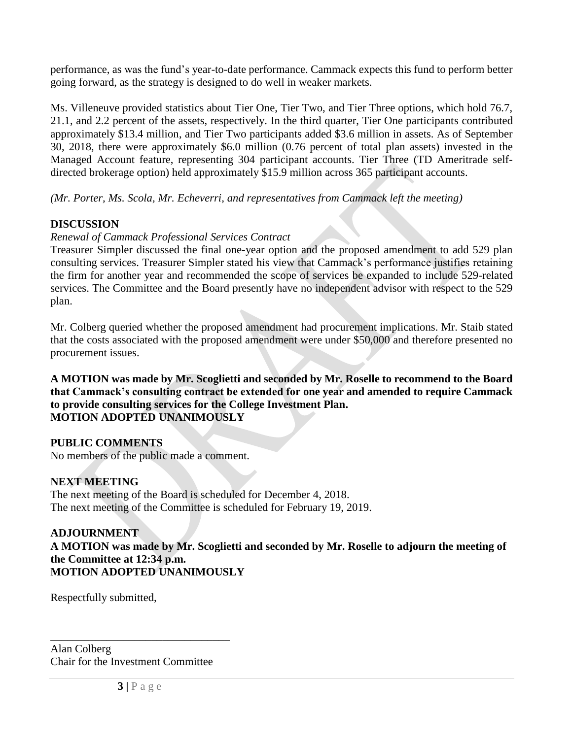performance, as was the fund's year-to-date performance. Cammack expects this fund to perform better going forward, as the strategy is designed to do well in weaker markets.

Ms. Villeneuve provided statistics about Tier One, Tier Two, and Tier Three options, which hold 76.7, 21.1, and 2.2 percent of the assets, respectively. In the third quarter, Tier One participants contributed approximately \$13.4 million, and Tier Two participants added \$3.6 million in assets. As of September 30, 2018, there were approximately \$6.0 million (0.76 percent of total plan assets) invested in the Managed Account feature, representing 304 participant accounts. Tier Three (TD Ameritrade self-directed brokerage option) held approximately \$15.9 million across 365 participant accounts.

*(Mr. Porter, Ms. Scola, Mr. Echeverri, and representatives from Cammack left the meeting)*

**DISCUSSION**

*Renewal of Cammack Professional Services Contract*

Treasurer Simpler discussed the final one-year option and the proposed amendment to add 529 plan consulting services. Treasurer Simpler stated his view that Cammack's performance justifies retaining the firm for another year and recommended the scope of services be expanded to include 529-related services. The Committee and the Board presently have no independent advisor with respect to the 529 plan.

Mr. Colberg queried whether the proposed amendment had procurement implications. Mr. Staib stated that the costs associated with the proposed amendment were under \$50,000 and therefore presented no procurement issues.

**A MOTION was made by Mr. Scoglietti and seconded by Mr. Roselle to recommend to the Board that Cammack's consulting contract be extended for one year and amended to require Cammack to provide consulting services for the College Investment Plan.**
**MOTION ADOPTED UNANIMOUSLY**

**PUBLIC COMMENTS**

No members of the public made a comment.

**NEXT MEETING**

The next meeting of the Board is scheduled for December 4, 2018.
The next meeting of the Committee is scheduled for February 19, 2019.

**ADJOURNMENT**

**A MOTION was made by Mr. Scoglietti and seconded by Mr. Roselle to adjourn the meeting of the Committee at 12:34 p.m.**
**MOTION ADOPTED UNANIMOUSLY**

Respectfully submitted,

\_\_\_\_\_\_\_\_\_\_\_\_\_\_\_\_\_\_\_\_\_\_\_\_\_\_\_\_\_\_\_\_\_\_

Alan Colberg
Chair for the Investment Committee